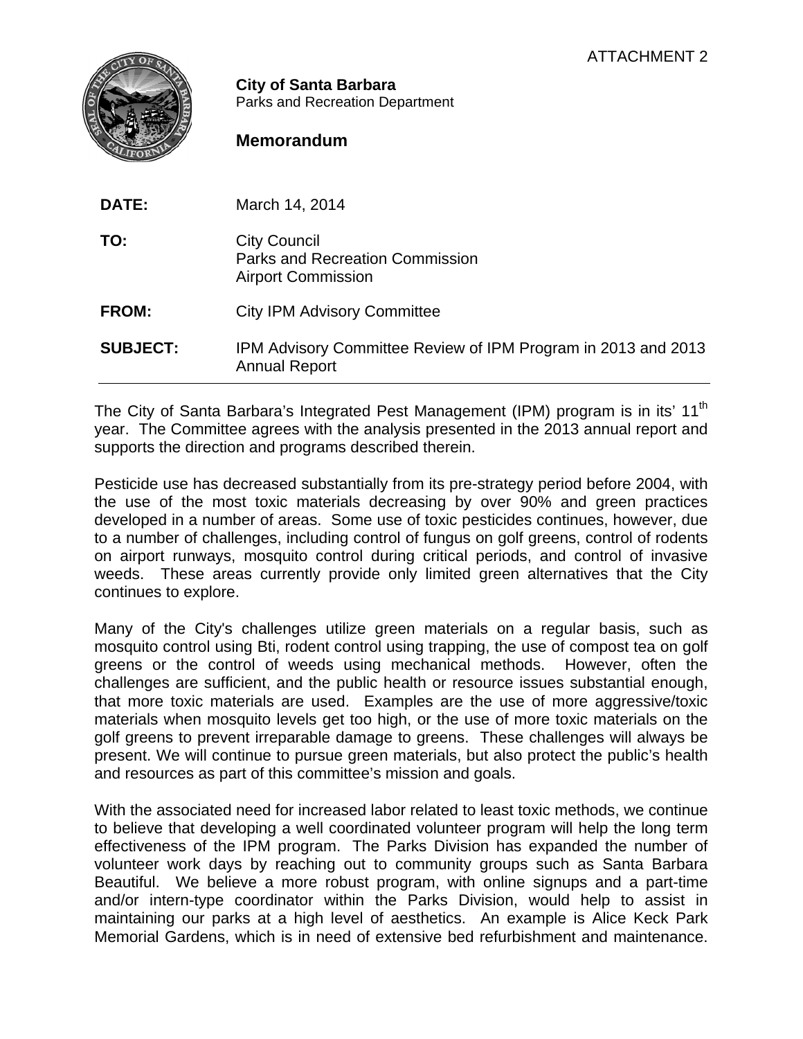ATTACHMENT 2

**City of Santa Barbara**
Parks and Recreation Department

**Memorandum**

| | |
|---|---|
| **DATE:** | March 14, 2014 |
| **TO:** | City Council<br>Parks and Recreation Commission<br>Airport Commission |
| **FROM:** | City IPM Advisory Committee |
| **SUBJECT:** | IPM Advisory Committee Review of IPM Program in 2013 and 2013 Annual Report |

---

The City of Santa Barbara's Integrated Pest Management (IPM) program is in its' 11th year. The Committee agrees with the analysis presented in the 2013 annual report and supports the direction and programs described therein.

Pesticide use has decreased substantially from its pre-strategy period before 2004, with the use of the most toxic materials decreasing by over 90% and green practices developed in a number of areas. Some use of toxic pesticides continues, however, due to a number of challenges, including control of fungus on golf greens, control of rodents on airport runways, mosquito control during critical periods, and control of invasive weeds. These areas currently provide only limited green alternatives that the City continues to explore.

Many of the City's challenges utilize green materials on a regular basis, such as mosquito control using Bti, rodent control using trapping, the use of compost tea on golf greens or the control of weeds using mechanical methods. However, often the challenges are sufficient, and the public health or resource issues substantial enough, that more toxic materials are used. Examples are the use of more aggressive/toxic materials when mosquito levels get too high, or the use of more toxic materials on the golf greens to prevent irreparable damage to greens. These challenges will always be present. We will continue to pursue green materials, but also protect the public's health and resources as part of this committee's mission and goals.

With the associated need for increased labor related to least toxic methods, we continue to believe that developing a well coordinated volunteer program will help the long term effectiveness of the IPM program. The Parks Division has expanded the number of volunteer work days by reaching out to community groups such as Santa Barbara Beautiful. We believe a more robust program, with online signups and a part-time and/or intern-type coordinator within the Parks Division, would help to assist in maintaining our parks at a high level of aesthetics. An example is Alice Keck Park Memorial Gardens, which is in need of extensive bed refurbishment and maintenance.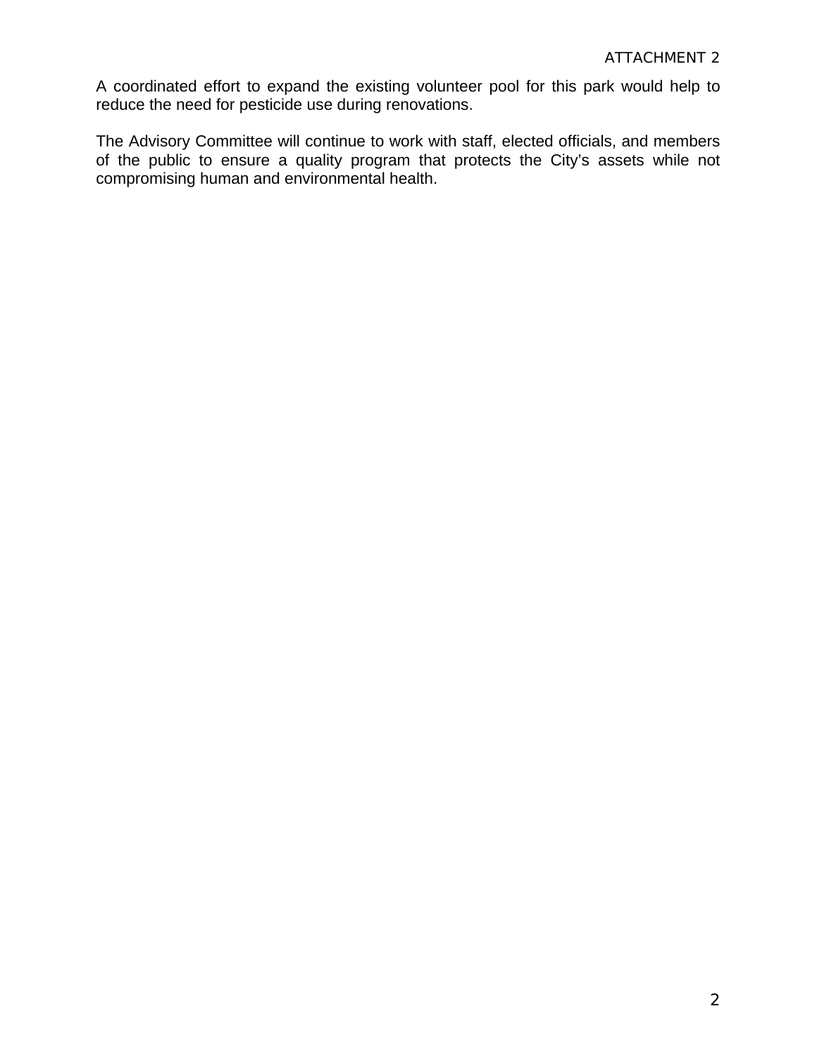A coordinated effort to expand the existing volunteer pool for this park would help to reduce the need for pesticide use during renovations.

The Advisory Committee will continue to work with staff, elected officials, and members of the public to ensure a quality program that protects the City's assets while not compromising human and environmental health.